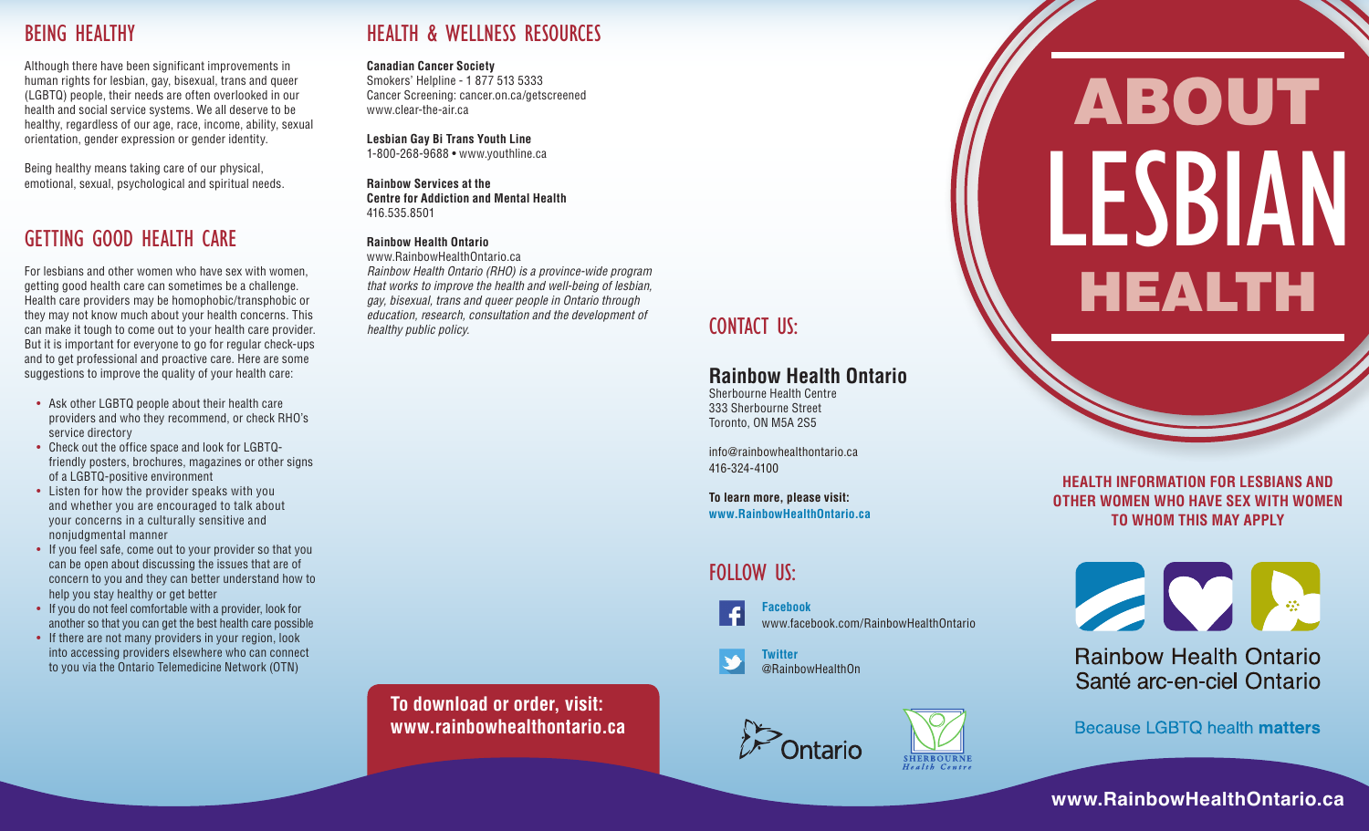# ABOUT LESBIAN HEALTH

**HEALTH INFORMATION FOR LESBIANS AND OTHER WOMEN WHO HAVE SEX WITH WOMEN TO WHOM THIS MAY APPLY**

Rainbow Health Ontario
Santé arc-en-ciel Ontario

Because LGBTQ health **matters**

**www.RainbowHealthOntario.ca**

## BEING HEALTHY

Although there have been significant improvements in human rights for lesbian, gay, bisexual, trans and queer (LGBTQ) people, their needs are often overlooked in our health and social service systems. We all deserve to be healthy, regardless of our age, race, income, ability, sexual orientation, gender expression or gender identity.

Being healthy means taking care of our physical, emotional, sexual, psychological and spiritual needs.

## GETTING GOOD HEALTH CARE

For lesbians and other women who have sex with women, getting good health care can sometimes be a challenge. Health care providers may be homophobic/transphobic or they may not know much about your health concerns. This can make it tough to come out to your health care provider. But it is important for everyone to go for regular check-ups and to get professional and proactive care. Here are some suggestions to improve the quality of your health care:

- Ask other LGBTQ people about their health care providers and who they recommend, or check RHO's service directory
- Check out the office space and look for LGBTQ-friendly posters, brochures, magazines or other signs of a LGBTQ-positive environment
- Listen for how the provider speaks with you and whether you are encouraged to talk about your concerns in a culturally sensitive and nonjudgmental manner
- If you feel safe, come out to your provider so that you can be open about discussing the issues that are of concern to you and they can better understand how to help you stay healthy or get better
- If you do not feel comfortable with a provider, look for another so that you can get the best health care possible
- If there are not many providers in your region, look into accessing providers elsewhere who can connect to you via the Ontario Telemedicine Network (OTN)

## HEALTH & WELLNESS RESOURCES

**Canadian Cancer Society**
Smokers' Helpline - 1 877 513 5333
Cancer Screening: cancer.on.ca/getscreened
www.clear-the-air.ca

**Lesbian Gay Bi Trans Youth Line**
1-800-268-9688 • www.youthline.ca

**Rainbow Services at the Centre for Addiction and Mental Health**
416.535.8501

**Rainbow Health Ontario**
www.RainbowHealthOntario.ca
*Rainbow Health Ontario (RHO) is a province-wide program that works to improve the health and well-being of lesbian, gay, bisexual, trans and queer people in Ontario through education, research, consultation and the development of healthy public policy.*

**To download or order, visit: www.rainbowhealthontario.ca**

## CONTACT US:

**Rainbow Health Ontario**
Sherbourne Health Centre
333 Sherbourne Street
Toronto, ON M5A 2S5

info@rainbowhealthontario.ca
416-324-4100

**To learn more, please visit:**
**www.RainbowHealthOntario.ca**

## FOLLOW US:

**Facebook**
www.facebook.com/RainbowHealthOntario

**Twitter**
@RainbowHealthOn

Ontario

SHERBOURNE Health Centre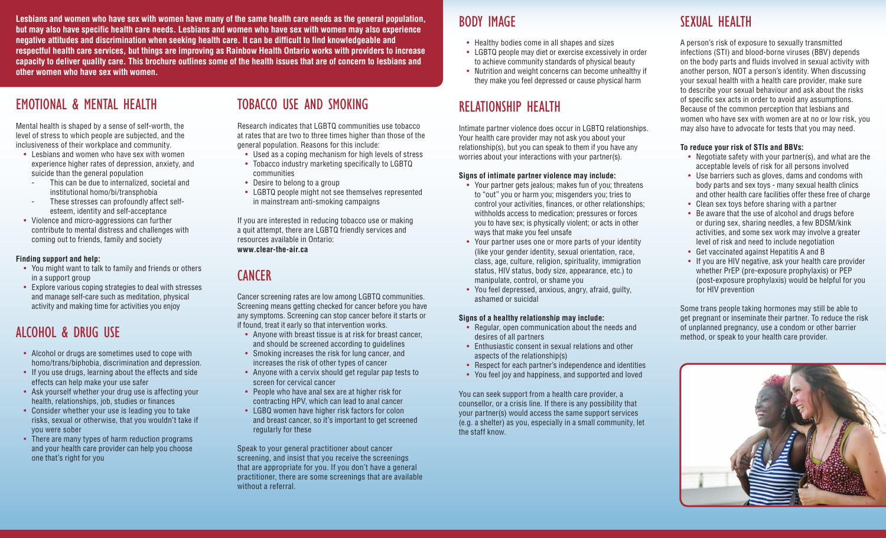**Lesbians and women who have sex with women have many of the same health care needs as the general population, but may also have specific health care needs. Lesbians and women who have sex with women may also experience negative attitudes and discrimination when seeking health care. It can be difficult to find knowledgeable and respectful health care services, but things are improving as Rainbow Health Ontario works with providers to increase capacity to deliver quality care. This brochure outlines some of the health issues that are of concern to lesbians and other women who have sex with women.**

## EMOTIONAL & MENTAL HEALTH

Mental health is shaped by a sense of self-worth, the level of stress to which people are subjected, and the inclusiveness of their workplace and community.

- Lesbians and women who have sex with women experience higher rates of depression, anxiety, and suicide than the general population
  - This can be due to internalized, societal and institutional homo/bi/transphobia
  - These stresses can profoundly affect self-esteem, identity and self-acceptance
- Violence and micro-aggressions can further contribute to mental distress and challenges with coming out to friends, family and society

**Finding support and help:**

- You might want to talk to family and friends or others in a support group
- Explore various coping strategies to deal with stresses and manage self-care such as meditation, physical activity and making time for activities you enjoy

## ALCOHOL & DRUG USE

- Alcohol or drugs are sometimes used to cope with homo/trans/biphobia, discrimination and depression.
- If you use drugs, learning about the effects and side effects can help make your use safer
- Ask yourself whether your drug use is affecting your health, relationships, job, studies or finances
- Consider whether your use is leading you to take risks, sexual or otherwise, that you wouldn't take if you were sober
- There are many types of harm reduction programs and your health care provider can help you choose one that's right for you

## TOBACCO USE AND SMOKING

Research indicates that LGBTQ communities use tobacco at rates that are two to three times higher than those of the general population. Reasons for this include:

- Used as a coping mechanism for high levels of stress
- Tobacco industry marketing specifically to LGBTQ communities
- Desire to belong to a group
- LGBTQ people might not see themselves represented in mainstream anti-smoking campaigns

If you are interested in reducing tobacco use or making a quit attempt, there are LGBTQ friendly services and resources available in Ontario:
**www.clear-the-air.ca**

## CANCER

Cancer screening rates are low among LGBTQ communities. Screening means getting checked for cancer before you have any symptoms. Screening can stop cancer before it starts or if found, treat it early so that intervention works.

- Anyone with breast tissue is at risk for breast cancer, and should be screened according to guidelines
- Smoking increases the risk for lung cancer, and increases the risk of other types of cancer
- Anyone with a cervix should get regular pap tests to screen for cervical cancer
- People who have anal sex are at higher risk for contracting HPV, which can lead to anal cancer
- LGBQ women have higher risk factors for colon and breast cancer, so it's important to get screened regularly for these

Speak to your general practitioner about cancer screening, and insist that you receive the screenings that are appropriate for you. If you don't have a general practitioner, there are some screenings that are available without a referral.

## BODY IMAGE

- Healthy bodies come in all shapes and sizes
- LGBTQ people may diet or exercise excessively in order to achieve community standards of physical beauty
- Nutrition and weight concerns can become unhealthy if they make you feel depressed or cause physical harm

## RELATIONSHIP HEALTH

Intimate partner violence does occur in LGBTQ relationships. Your health care provider may not ask you about your relationship(s), but you can speak to them if you have any worries about your interactions with your partner(s).

**Signs of intimate partner violence may include:**

- Your partner gets jealous; makes fun of you; threatens to "out" you or harm you; misgenders you; tries to control your activities, finances, or other relationships; withholds access to medication; pressures or forces you to have sex; is physically violent; or acts in other ways that make you feel unsafe
- Your partner uses one or more parts of your identity (like your gender identity, sexual orientation, race, class, age, culture, religion, spirituality, immigration status, HIV status, body size, appearance, etc.) to manipulate, control, or shame you
- You feel depressed, anxious, angry, afraid, guilty, ashamed or suicidal

**Signs of a healthy relationship may include:**

- Regular, open communication about the needs and desires of all partners
- Enthusiastic consent in sexual relations and other aspects of the relationship(s)
- Respect for each partner's independence and identities
- You feel joy and happiness, and supported and loved

You can seek support from a health care provider, a counsellor, or a crisis line. If there is any possibility that your partner(s) would access the same support services (e.g. a shelter) as you, especially in a small community, let the staff know.

## SEXUAL HEALTH

A person's risk of exposure to sexually transmitted infections (STI) and blood-borne viruses (BBV) depends on the body parts and fluids involved in sexual activity with another person, NOT a person's identity. When discussing your sexual health with a health care provider, make sure to describe your sexual behaviour and ask about the risks of specific sex acts in order to avoid any assumptions. Because of the common perception that lesbians and women who have sex with women are at no or low risk, you may also have to advocate for tests that you may need.

**To reduce your risk of STIs and BBVs:**

- Negotiate safety with your partner(s), and what are the acceptable levels of risk for all persons involved
- Use barriers such as gloves, dams and condoms with body parts and sex toys - many sexual health clinics and other health care facilities offer these free of charge
- Clean sex toys before sharing with a partner
- Be aware that the use of alcohol and drugs before or during sex, sharing needles, a few BDSM/kink activities, and some sex work may involve a greater level of risk and need to include negotiation
- Get vaccinated against Hepatitis A and B
- If you are HIV negative, ask your health care provider whether PrEP (pre-exposure prophylaxis) or PEP (post-exposure prophylaxis) would be helpful for you for HIV prevention

Some trans people taking hormones may still be able to get pregnant or inseminate their partner. To reduce the risk of unplanned pregnancy, use a condom or other barrier method, or speak to your health care provider.